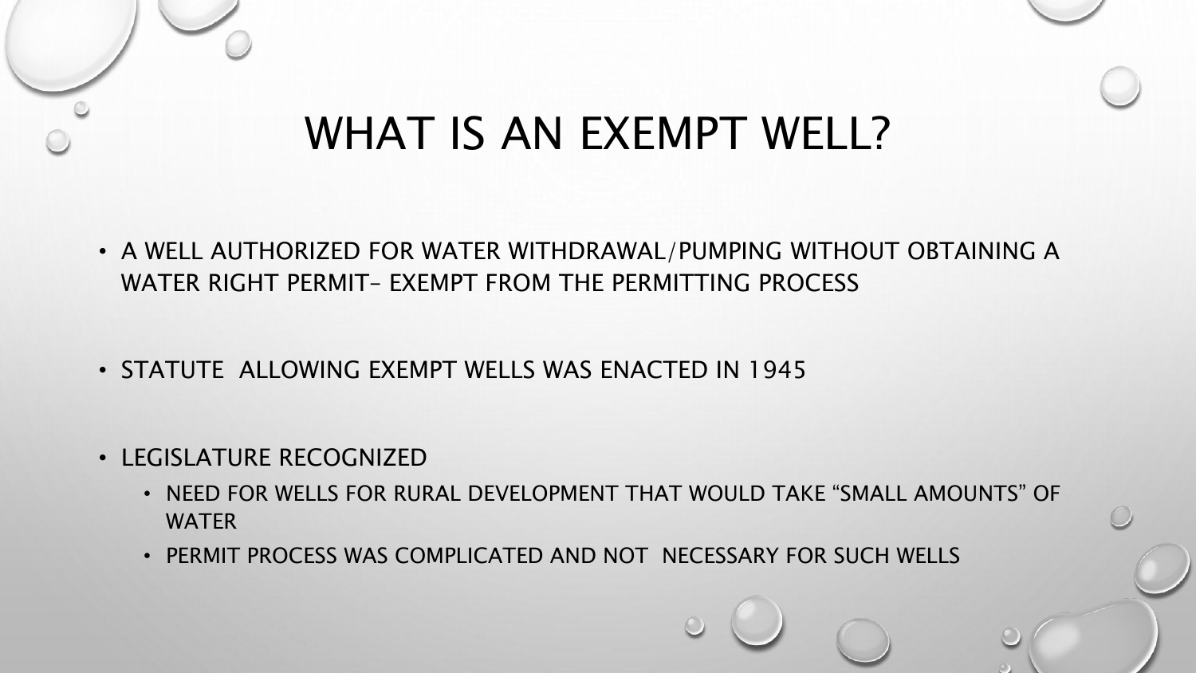# WHAT IS AN EXEMPT WELL?

- A WELL AUTHORIZED FOR WATER WITHDRAWAL/PUMPING WITHOUT OBTAINING A WATER RIGHT PERMIT– EXEMPT FROM THE PERMITTING PROCESS
- STATUTE ALLOWING EXEMPT WELLS WAS ENACTED IN 1945
- LEGISLATURE RECOGNIZED
  - NEED FOR WELLS FOR RURAL DEVELOPMENT THAT WOULD TAKE "SMALL AMOUNTS" OF WATER
  - PERMIT PROCESS WAS COMPLICATED AND NOT NECESSARY FOR SUCH WELLS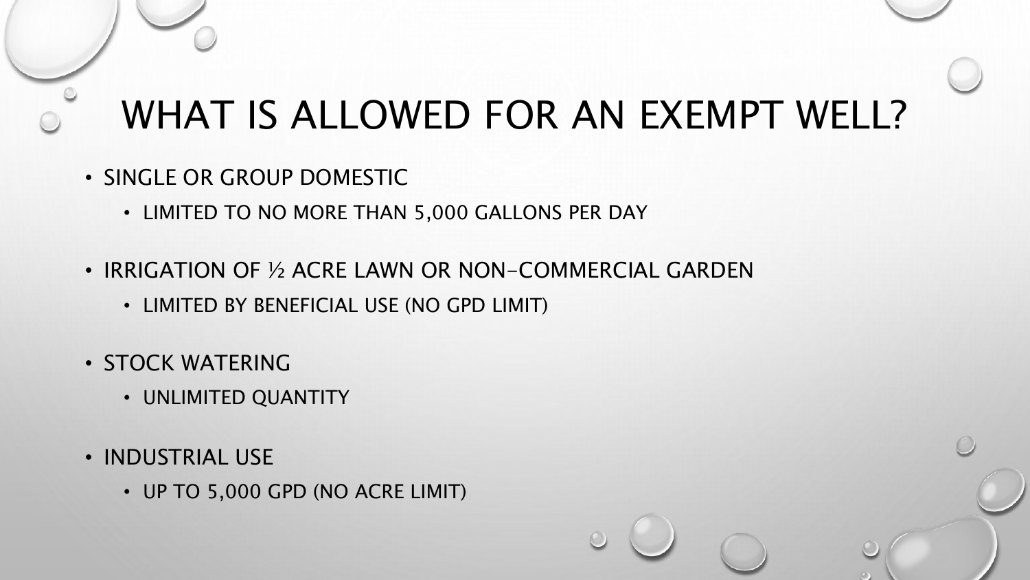# WHAT IS ALLOWED FOR AN EXEMPT WELL?

- SINGLE OR GROUP DOMESTIC
  - LIMITED TO NO MORE THAN 5,000 GALLONS PER DAY
- IRRIGATION OF ½ ACRE LAWN OR NON-COMMERCIAL GARDEN
  - LIMITED BY BENEFICIAL USE (NO GPD LIMIT)
- STOCK WATERING
  - UNLIMITED QUANTITY
- INDUSTRIAL USE
  - UP TO 5,000 GPD (NO ACRE LIMIT)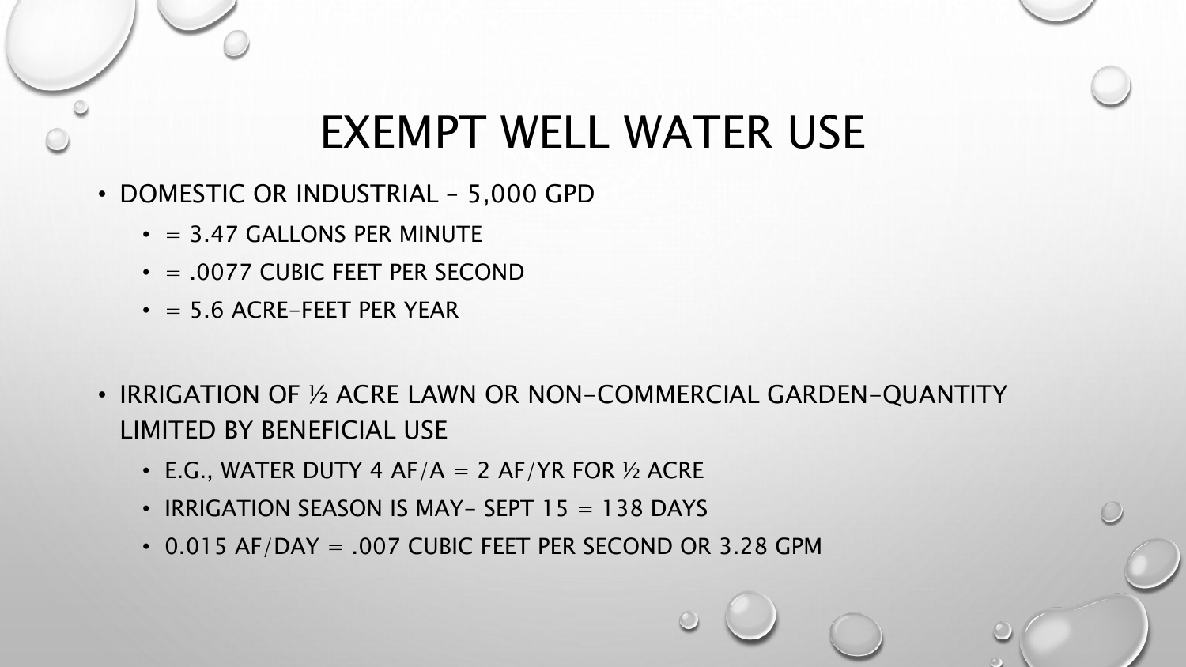# EXEMPT WELL WATER USE

- DOMESTIC OR INDUSTRIAL – 5,000 GPD
  - = 3.47 GALLONS PER MINUTE
  - = .0077 CUBIC FEET PER SECOND
  - = 5.6 ACRE-FEET PER YEAR

- IRRIGATION OF ½ ACRE LAWN OR NON-COMMERCIAL GARDEN-QUANTITY LIMITED BY BENEFICIAL USE
  - E.G., WATER DUTY 4 AF/A = 2 AF/YR FOR ½ ACRE
  - IRRIGATION SEASON IS MAY- SEPT 15 = 138 DAYS
  - 0.015 AF/DAY = .007 CUBIC FEET PER SECOND OR 3.28 GPM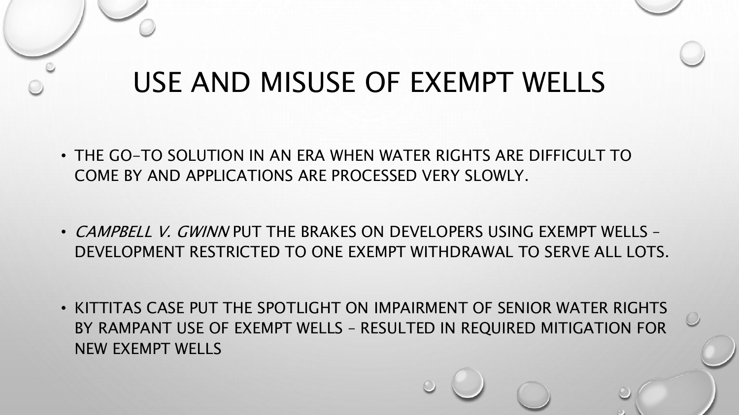# USE AND MISUSE OF EXEMPT WELLS

- THE GO-TO SOLUTION IN AN ERA WHEN WATER RIGHTS ARE DIFFICULT TO COME BY AND APPLICATIONS ARE PROCESSED VERY SLOWLY.
- *CAMPBELL V. GWINN* PUT THE BRAKES ON DEVELOPERS USING EXEMPT WELLS – DEVELOPMENT RESTRICTED TO ONE EXEMPT WITHDRAWAL TO SERVE ALL LOTS.
- KITTITAS CASE PUT THE SPOTLIGHT ON IMPAIRMENT OF SENIOR WATER RIGHTS BY RAMPANT USE OF EXEMPT WELLS – RESULTED IN REQUIRED MITIGATION FOR NEW EXEMPT WELLS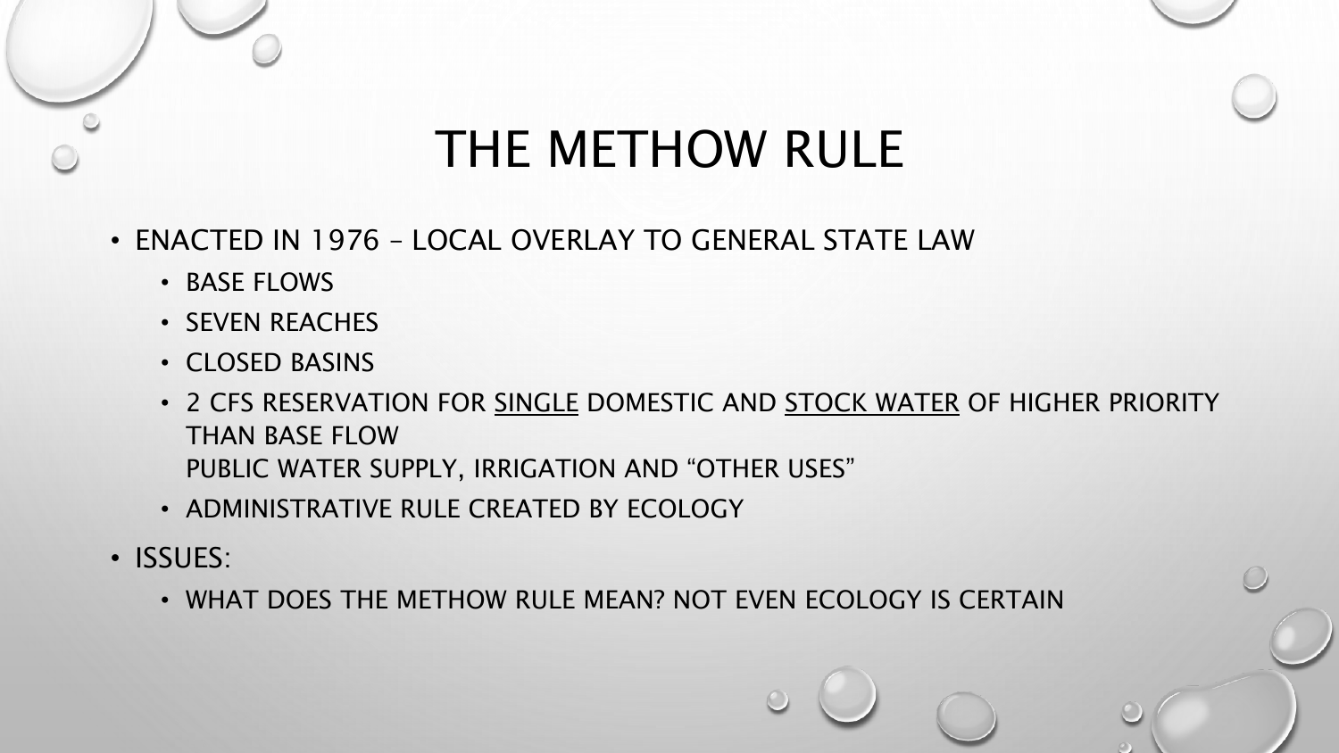# THE METHOW RULE

- ENACTED IN 1976 – LOCAL OVERLAY TO GENERAL STATE LAW
  - BASE FLOWS
  - SEVEN REACHES
  - CLOSED BASINS
  - 2 CFS RESERVATION FOR <u>SINGLE</u> DOMESTIC AND <u>STOCK WATER</u> OF HIGHER PRIORITY THAN BASE FLOW
    PUBLIC WATER SUPPLY, IRRIGATION AND "OTHER USES"
  - ADMINISTRATIVE RULE CREATED BY ECOLOGY
- ISSUES:
  - WHAT DOES THE METHOW RULE MEAN? NOT EVEN ECOLOGY IS CERTAIN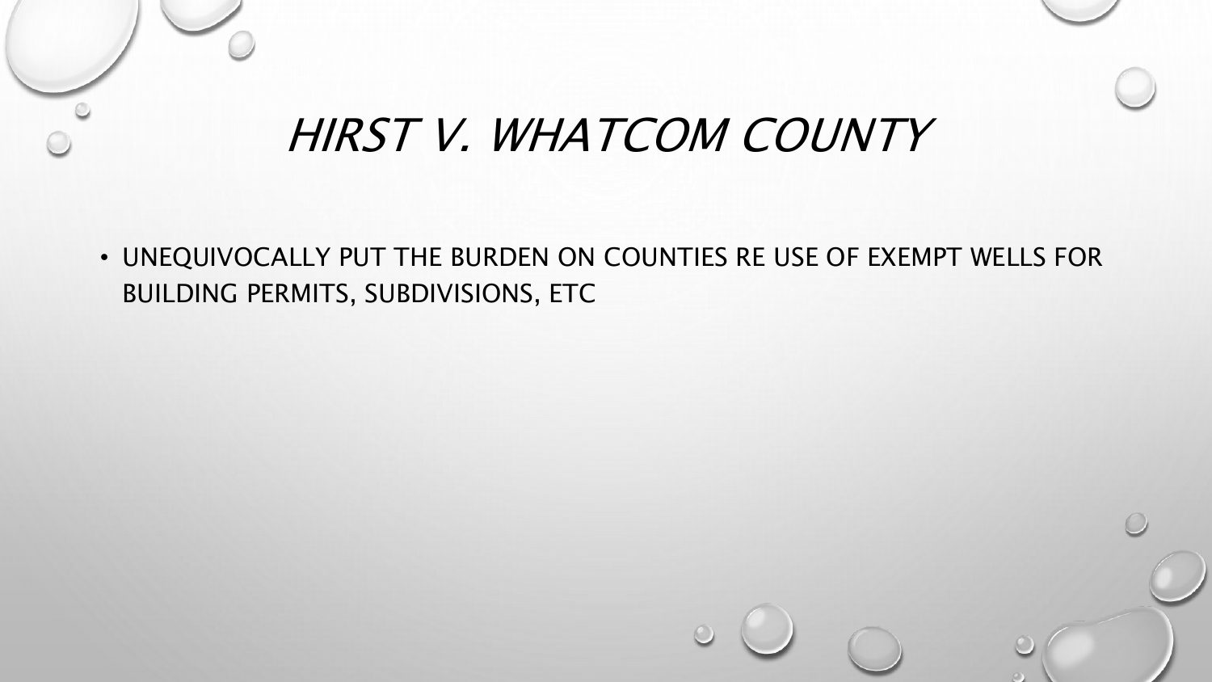# *HIRST V. WHATCOM COUNTY*

- UNEQUIVOCALLY PUT THE BURDEN ON COUNTIES RE USE OF EXEMPT WELLS FOR BUILDING PERMITS, SUBDIVISIONS, ETC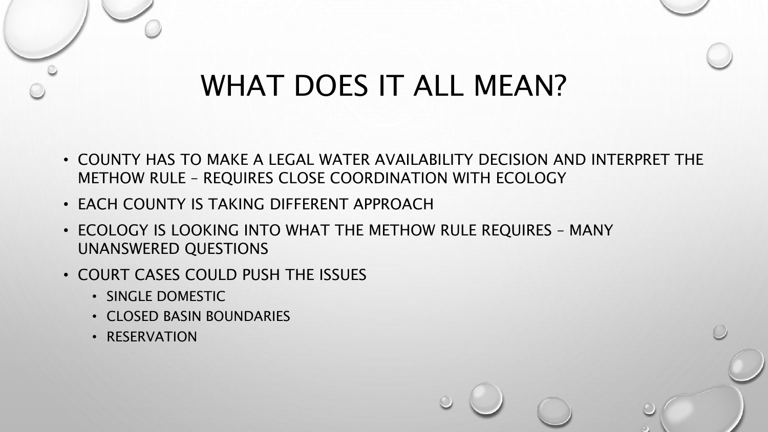# WHAT DOES IT ALL MEAN?

- COUNTY HAS TO MAKE A LEGAL WATER AVAILABILITY DECISION AND INTERPRET THE METHOW RULE – REQUIRES CLOSE COORDINATION WITH ECOLOGY
- EACH COUNTY IS TAKING DIFFERENT APPROACH
- ECOLOGY IS LOOKING INTO WHAT THE METHOW RULE REQUIRES – MANY UNANSWERED QUESTIONS
- COURT CASES COULD PUSH THE ISSUES
  - SINGLE DOMESTIC
  - CLOSED BASIN BOUNDARIES
  - RESERVATION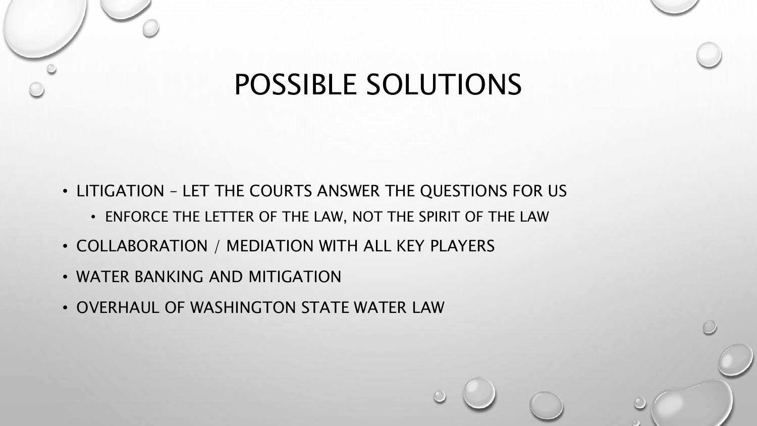# POSSIBLE SOLUTIONS

- LITIGATION – LET THE COURTS ANSWER THE QUESTIONS FOR US
  - ENFORCE THE LETTER OF THE LAW, NOT THE SPIRIT OF THE LAW
- COLLABORATION / MEDIATION WITH ALL KEY PLAYERS
- WATER BANKING AND MITIGATION
- OVERHAUL OF WASHINGTON STATE WATER LAW